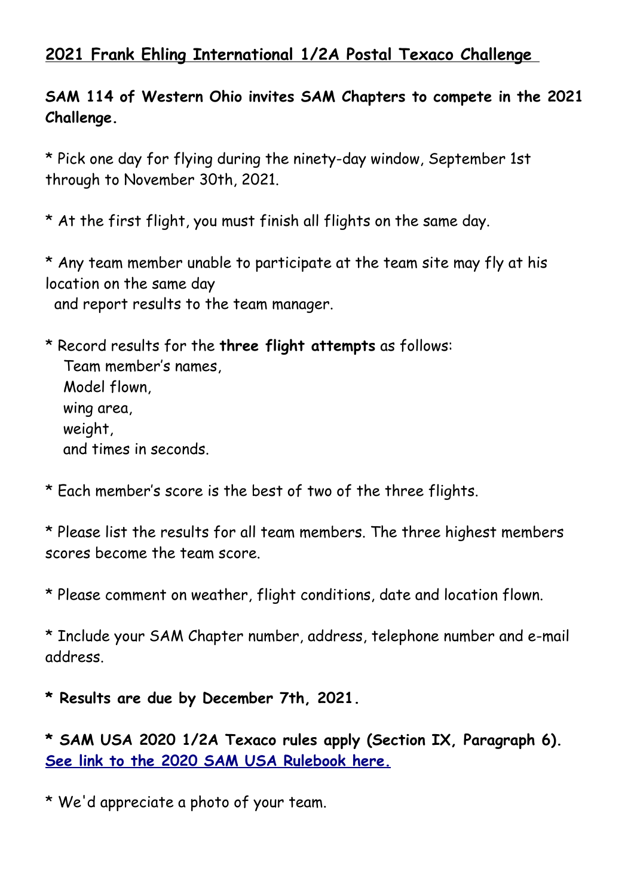## 2021 Frank Ehling International 1/2A Postal Texaco Challenge

**SAM 114 of Western Ohio invites SAM Chapters to compete in the 2021 Challenge.**

* Pick one day for flying during the ninety-day window, September 1st through to November 30th, 2021.

* At the first flight, you must finish all flights on the same day.

* Any team member unable to participate at the team site may fly at his location on the same day and report results to the team manager.

* Record results for the **three flight attempts** as follows:
  Team member's names,
  Model flown,
  wing area,
  weight,
  and times in seconds.

* Each member's score is the best of two of the three flights.

* Please list the results for all team members. The three highest members scores become the team score.

* Please comment on weather, flight conditions, date and location flown.

* Include your SAM Chapter number, address, telephone number and e-mail address.

**\* Results are due by December 7th, 2021.**

**\* SAM USA 2020 1/2A Texaco rules apply (Section IX, Paragraph 6).**
**See link to the 2020 SAM USA Rulebook here.**

* We'd appreciate a photo of your team.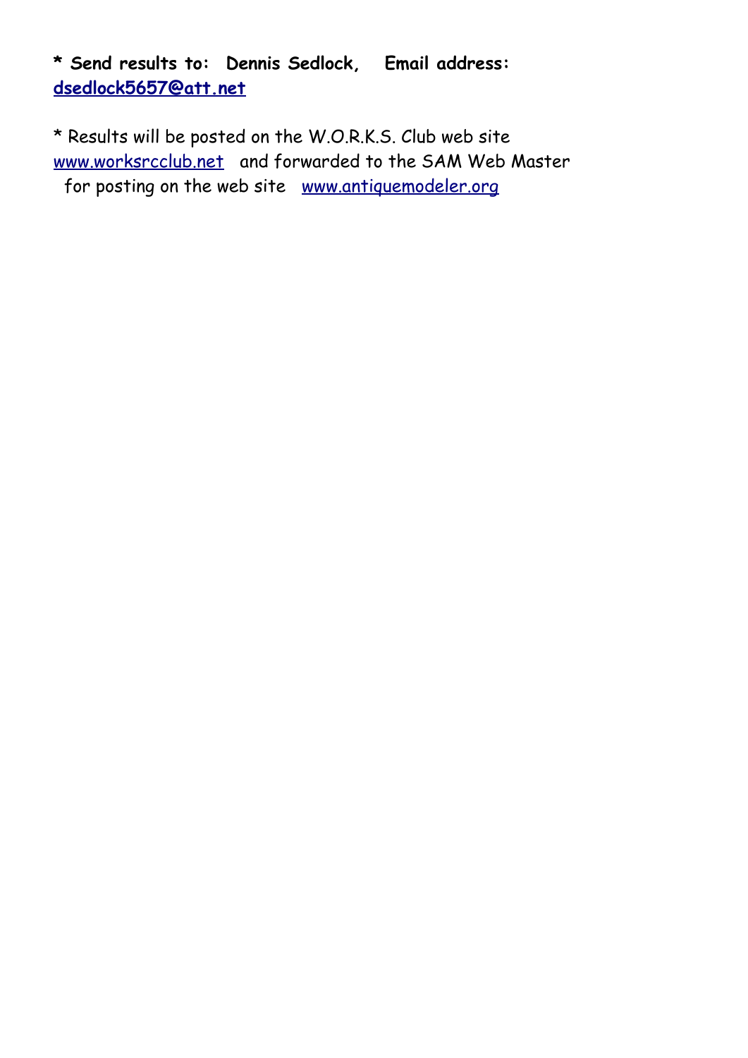**\* Send results to: Dennis Sedlock, Email address: dsedlock5657@att.net**

\* Results will be posted on the W.O.R.K.S. Club web site www.worksrcclub.net and forwarded to the SAM Web Master for posting on the web site www.antiquemodeler.org